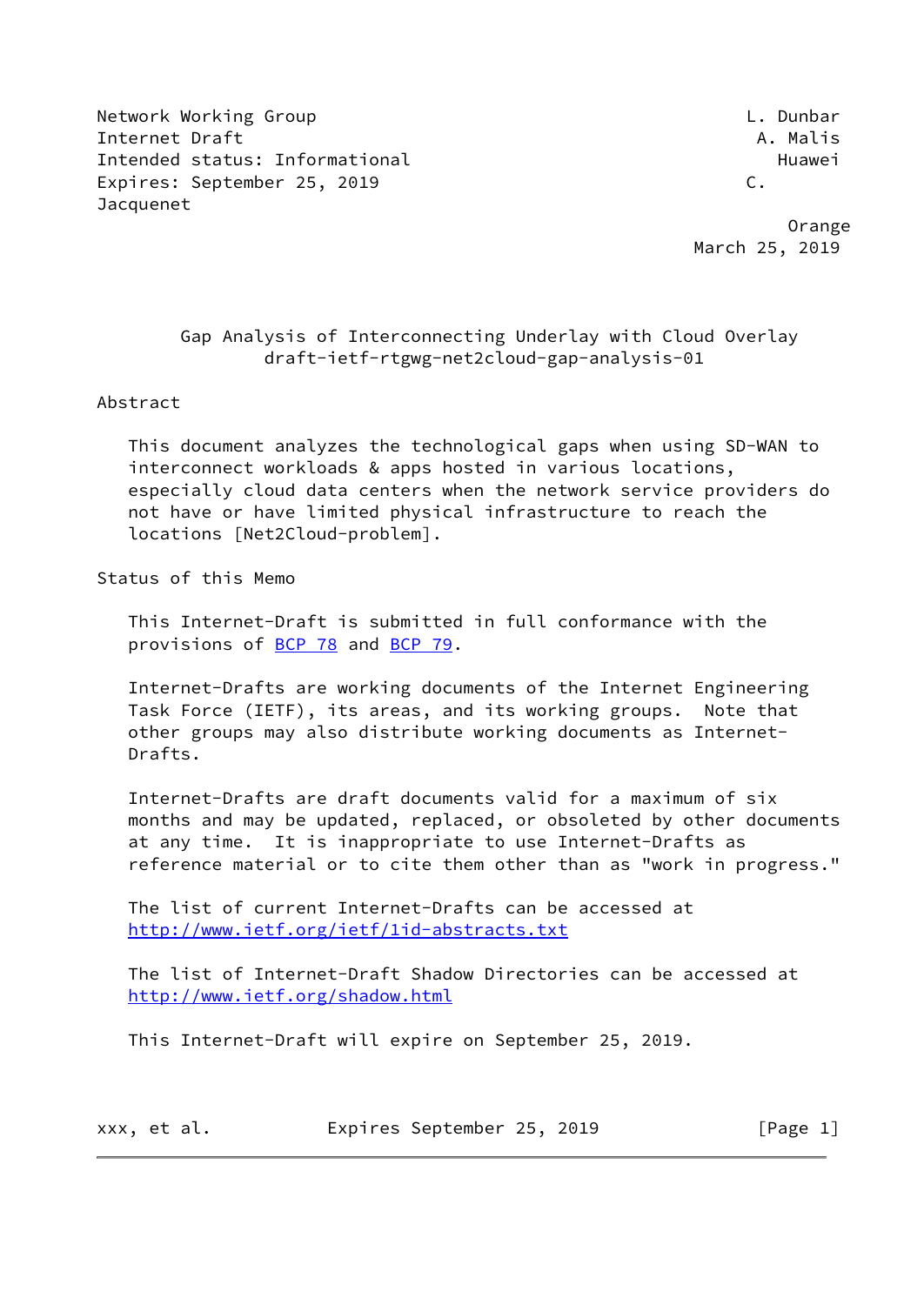Network Working Group L. Dunbar
Internet Draft A. Malis
Intended status: Informational Huawei
Expires: September 25, 2019 C. Jacquenet
Orange
March 25, 2019

# Gap Analysis of Interconnecting Underlay with Cloud Overlay
draft-ietf-rtgwg-net2cloud-gap-analysis-01

## Abstract

This document analyzes the technological gaps when using SD-WAN to interconnect workloads & apps hosted in various locations, especially cloud data centers when the network service providers do not have or have limited physical infrastructure to reach the locations [Net2Cloud-problem].

## Status of this Memo

This Internet-Draft is submitted in full conformance with the provisions of BCP 78 and BCP 79.

Internet-Drafts are working documents of the Internet Engineering Task Force (IETF), its areas, and its working groups. Note that other groups may also distribute working documents as Internet-Drafts.

Internet-Drafts are draft documents valid for a maximum of six months and may be updated, replaced, or obsoleted by other documents at any time. It is inappropriate to use Internet-Drafts as reference material or to cite them other than as "work in progress."

The list of current Internet-Drafts can be accessed at http://www.ietf.org/ietf/1id-abstracts.txt

The list of Internet-Draft Shadow Directories can be accessed at http://www.ietf.org/shadow.html

This Internet-Draft will expire on September 25, 2019.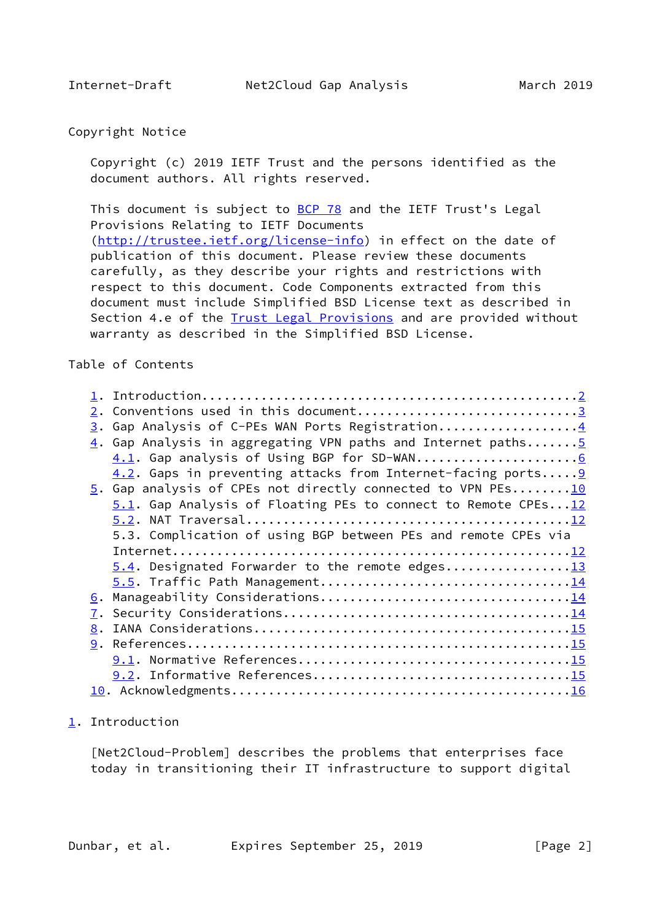## Copyright Notice

Copyright (c) 2019 IETF Trust and the persons identified as the document authors. All rights reserved.

This document is subject to BCP 78 and the IETF Trust's Legal Provisions Relating to IETF Documents (http://trustee.ietf.org/license-info) in effect on the date of publication of this document. Please review these documents carefully, as they describe your rights and restrictions with respect to this document. Code Components extracted from this document must include Simplified BSD License text as described in Section 4.e of the Trust Legal Provisions and are provided without warranty as described in the Simplified BSD License.

## Table of Contents

1. Introduction..................................................2
2. Conventions used in this document.............................3
3. Gap Analysis of C-PEs WAN Ports Registration..................4
4. Gap Analysis in aggregating VPN paths and Internet paths.......5
   4.1. Gap analysis of Using BGP for SD-WAN......................6
   4.2. Gaps in preventing attacks from Internet-facing ports.....9
5. Gap analysis of CPEs not directly connected to VPN PEs........10
   5.1. Gap Analysis of Floating PEs to connect to Remote CPEs...12
   5.2. NAT Traversal............................................12
   5.3. Complication of using BGP between PEs and remote CPEs via Internet....................................................12
   5.4. Designated Forwarder to the remote edges.................13
   5.5. Traffic Path Management..................................14
6. Manageability Considerations..................................14
7. Security Considerations.......................................14
8. IANA Considerations...........................................15
9. References....................................................15
   9.1. Normative References.....................................15
   9.2. Informative References...................................15
10. Acknowledgments..............................................16

## 1. Introduction

[Net2Cloud-Problem] describes the problems that enterprises face today in transitioning their IT infrastructure to support digital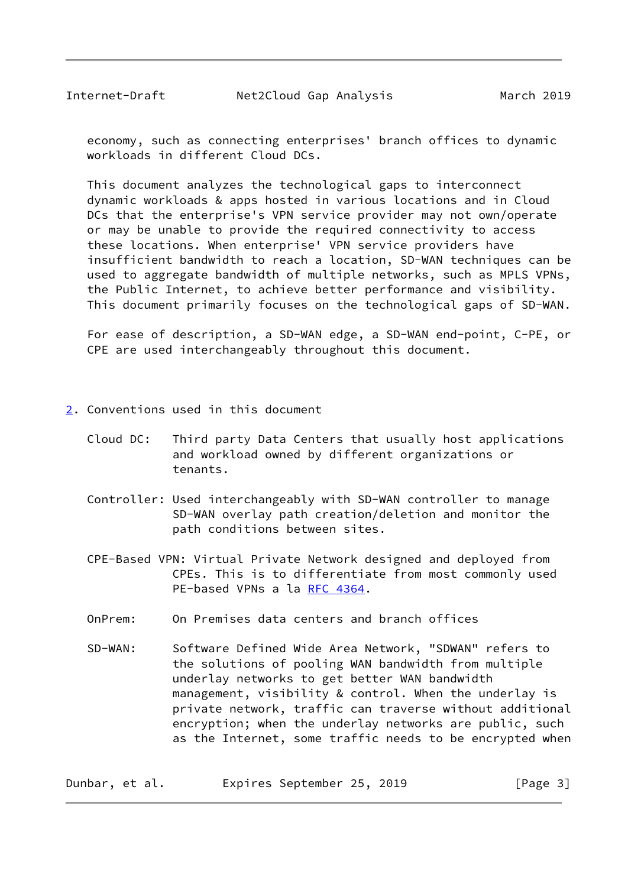economy, such as connecting enterprises' branch offices to dynamic workloads in different Cloud DCs.

This document analyzes the technological gaps to interconnect dynamic workloads & apps hosted in various locations and in Cloud DCs that the enterprise's VPN service provider may not own/operate or may be unable to provide the required connectivity to access these locations. When enterprise' VPN service providers have insufficient bandwidth to reach a location, SD-WAN techniques can be used to aggregate bandwidth of multiple networks, such as MPLS VPNs, the Public Internet, to achieve better performance and visibility. This document primarily focuses on the technological gaps of SD-WAN.

For ease of description, a SD-WAN edge, a SD-WAN end-point, C-PE, or CPE are used interchangeably throughout this document.

## 2. Conventions used in this document

Cloud DC: Third party Data Centers that usually host applications and workload owned by different organizations or tenants.

Controller: Used interchangeably with SD-WAN controller to manage SD-WAN overlay path creation/deletion and monitor the path conditions between sites.

CPE-Based VPN: Virtual Private Network designed and deployed from CPEs. This is to differentiate from most commonly used PE-based VPNs a la RFC 4364.

OnPrem: On Premises data centers and branch offices

SD-WAN: Software Defined Wide Area Network, "SDWAN" refers to the solutions of pooling WAN bandwidth from multiple underlay networks to get better WAN bandwidth management, visibility & control. When the underlay is private network, traffic can traverse without additional encryption; when the underlay networks are public, such as the Internet, some traffic needs to be encrypted when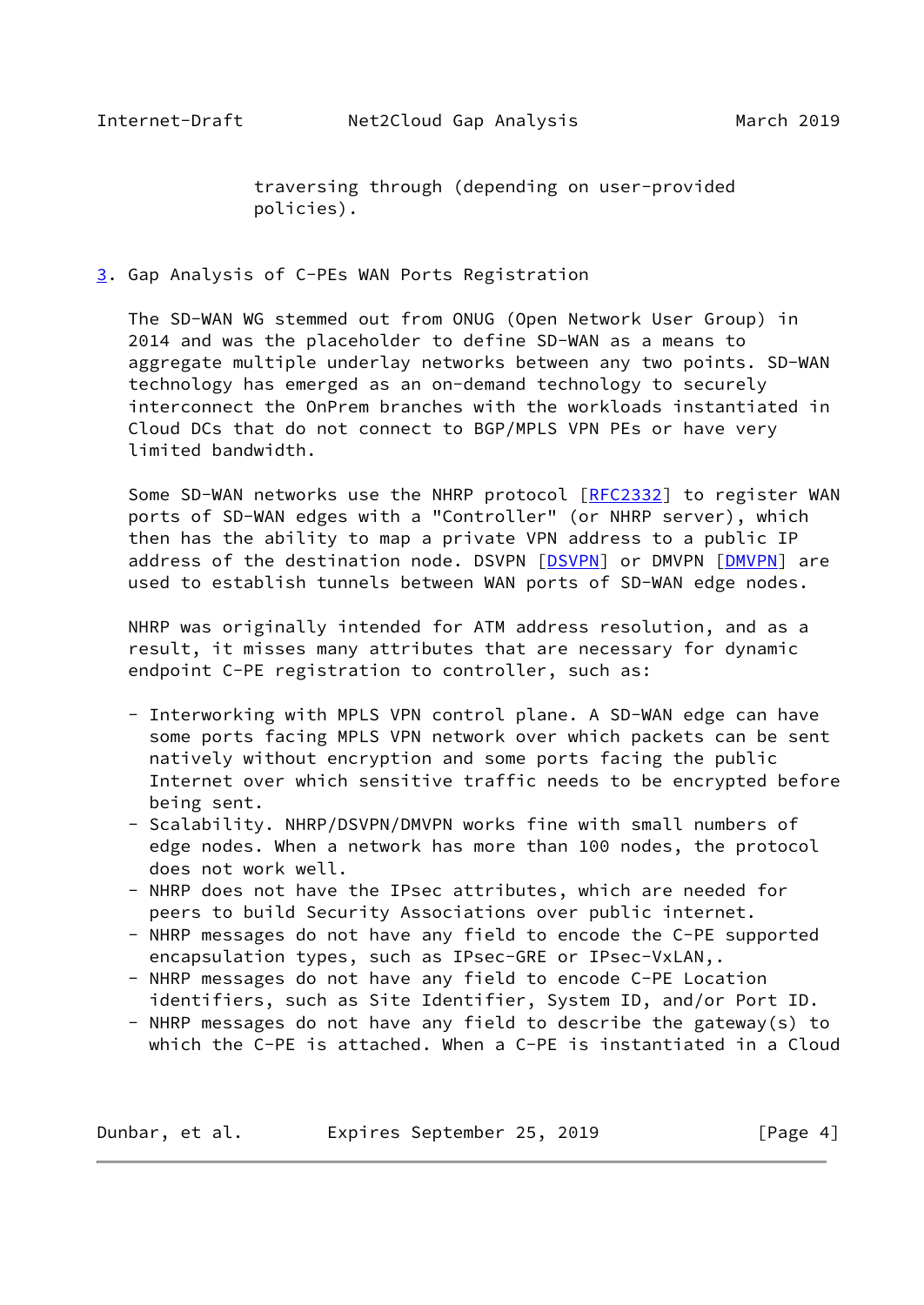traversing through (depending on user-provided policies).

## 3. Gap Analysis of C-PEs WAN Ports Registration

The SD-WAN WG stemmed out from ONUG (Open Network User Group) in 2014 and was the placeholder to define SD-WAN as a means to aggregate multiple underlay networks between any two points. SD-WAN technology has emerged as an on-demand technology to securely interconnect the OnPrem branches with the workloads instantiated in Cloud DCs that do not connect to BGP/MPLS VPN PEs or have very limited bandwidth.

Some SD-WAN networks use the NHRP protocol [RFC2332] to register WAN ports of SD-WAN edges with a "Controller" (or NHRP server), which then has the ability to map a private VPN address to a public IP address of the destination node. DSVPN [DSVPN] or DMVPN [DMVPN] are used to establish tunnels between WAN ports of SD-WAN edge nodes.

NHRP was originally intended for ATM address resolution, and as a result, it misses many attributes that are necessary for dynamic endpoint C-PE registration to controller, such as:

- Interworking with MPLS VPN control plane. A SD-WAN edge can have some ports facing MPLS VPN network over which packets can be sent natively without encryption and some ports facing the public Internet over which sensitive traffic needs to be encrypted before being sent.
- Scalability. NHRP/DSVPN/DMVPN works fine with small numbers of edge nodes. When a network has more than 100 nodes, the protocol does not work well.
- NHRP does not have the IPsec attributes, which are needed for peers to build Security Associations over public internet.
- NHRP messages do not have any field to encode the C-PE supported encapsulation types, such as IPsec-GRE or IPsec-VxLAN,.
- NHRP messages do not have any field to encode C-PE Location identifiers, such as Site Identifier, System ID, and/or Port ID.
- NHRP messages do not have any field to describe the gateway(s) to which the C-PE is attached. When a C-PE is instantiated in a Cloud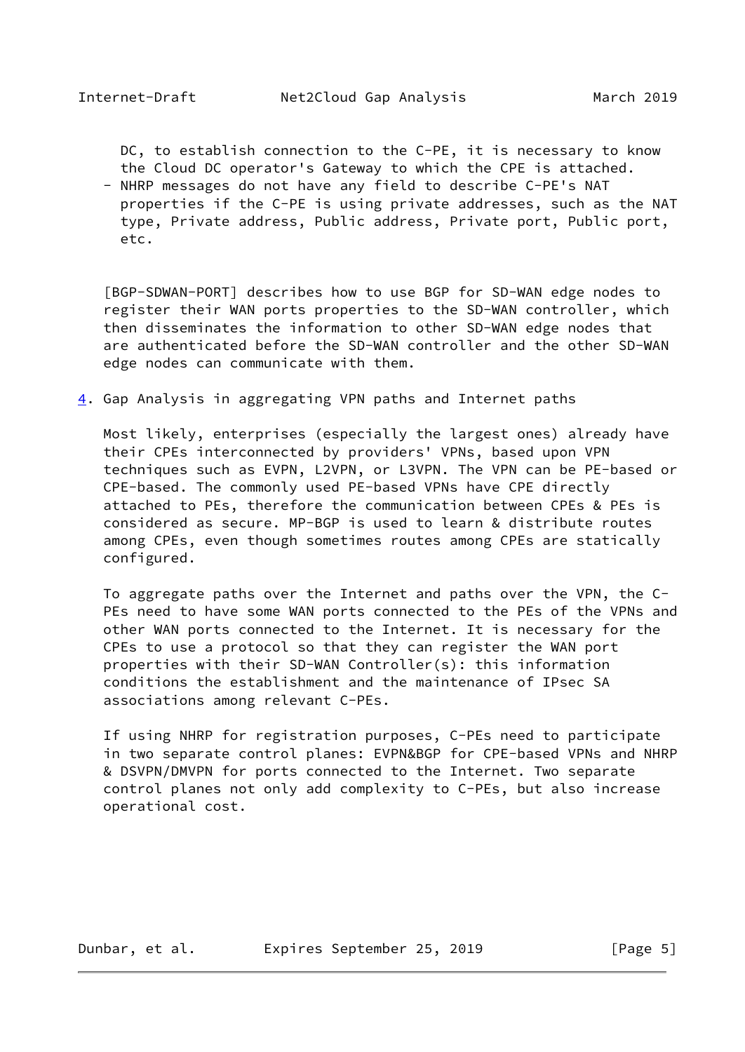DC, to establish connection to the C-PE, it is necessary to know the Cloud DC operator's Gateway to which the CPE is attached.

- NHRP messages do not have any field to describe C-PE's NAT properties if the C-PE is using private addresses, such as the NAT type, Private address, Public address, Private port, Public port, etc.

[BGP-SDWAN-PORT] describes how to use BGP for SD-WAN edge nodes to register their WAN ports properties to the SD-WAN controller, which then disseminates the information to other SD-WAN edge nodes that are authenticated before the SD-WAN controller and the other SD-WAN edge nodes can communicate with them.

## 4. Gap Analysis in aggregating VPN paths and Internet paths

Most likely, enterprises (especially the largest ones) already have their CPEs interconnected by providers' VPNs, based upon VPN techniques such as EVPN, L2VPN, or L3VPN. The VPN can be PE-based or CPE-based. The commonly used PE-based VPNs have CPE directly attached to PEs, therefore the communication between CPEs & PEs is considered as secure. MP-BGP is used to learn & distribute routes among CPEs, even though sometimes routes among CPEs are statically configured.

To aggregate paths over the Internet and paths over the VPN, the C-PEs need to have some WAN ports connected to the PEs of the VPNs and other WAN ports connected to the Internet. It is necessary for the CPEs to use a protocol so that they can register the WAN port properties with their SD-WAN Controller(s): this information conditions the establishment and the maintenance of IPsec SA associations among relevant C-PEs.

If using NHRP for registration purposes, C-PEs need to participate in two separate control planes: EVPN&BGP for CPE-based VPNs and NHRP & DSVPN/DMVPN for ports connected to the Internet. Two separate control planes not only add complexity to C-PEs, but also increase operational cost.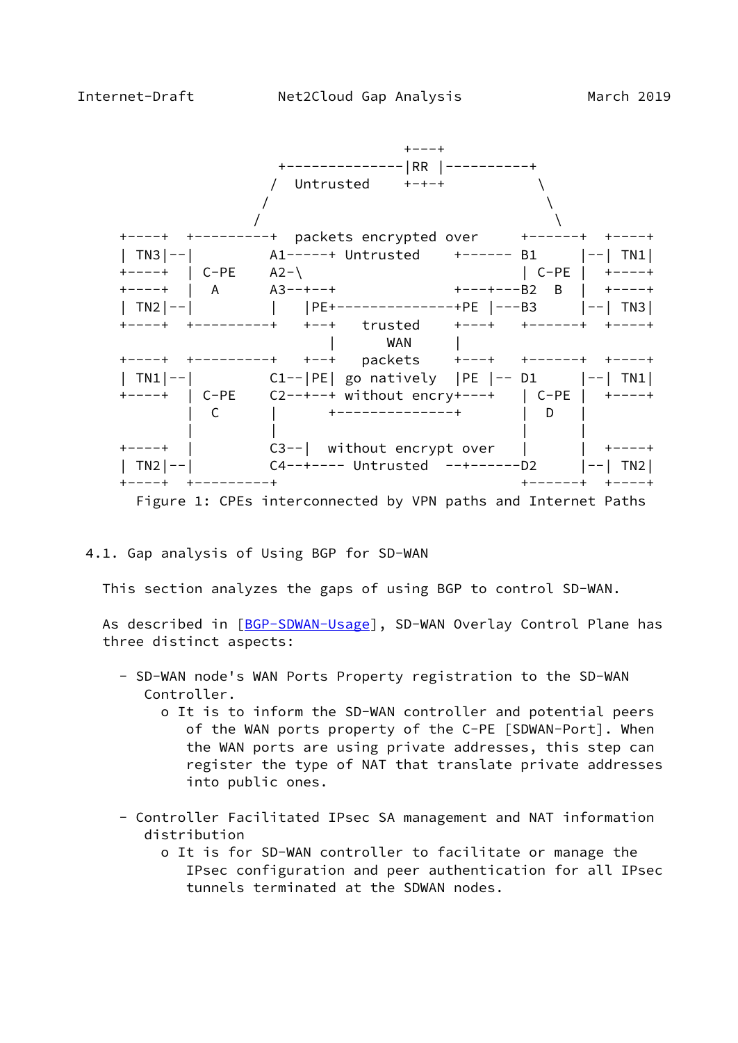```
                                    +---+
                  +--------------|RR |----------+
                 /  Untrusted    +-+-+           \
                /                                 \
               /                                   \
+----+  +---------+  packets encrypted over     +------+  +----+
| TN3|--|         A1-----+ Untrusted    +------ B1     |--| TN1|
+----+  | C-PE    A2-\                          | C-PE |  +----+
+----+  |  A      A3--+--+              +---+---B2  B  |  +----+
| TN2|--|         |   |PE+--------------+PE |---B3     |--| TN3|
+----+  +---------+   +--+   trusted    +----+   +------+  +----+
                         |      WAN      |
+----+  +---------+   +--+   packets    +----+   +------+  +----+
| TN1|--|         C1--|PE| go natively  |PE |-- D1     |--| TN1|
+----+  | C-PE    C2--+--+ without encry+----+   | C-PE |  +----+
        |  C      |      +--------------+        |  D   |
        |         |                              |      |
+----+  |         C3--|  without encrypt over    |      |  +----+
| TN2|--|         C4--+---- Untrusted  --+------D2     |--| TN2|
+----+  +---------+                              +------+  +----+
```

Figure 1: CPEs interconnected by VPN paths and Internet Paths

### 4.1. Gap analysis of Using BGP for SD-WAN

This section analyzes the gaps of using BGP to control SD-WAN.

As described in [BGP-SDWAN-Usage], SD-WAN Overlay Control Plane has three distinct aspects:

- SD-WAN node's WAN Ports Property registration to the SD-WAN Controller.
  - o It is to inform the SD-WAN controller and potential peers of the WAN ports property of the C-PE [SDWAN-Port]. When the WAN ports are using private addresses, this step can register the type of NAT that translate private addresses into public ones.

- Controller Facilitated IPsec SA management and NAT information distribution
  - o It is for SD-WAN controller to facilitate or manage the IPsec configuration and peer authentication for all IPsec tunnels terminated at the SDWAN nodes.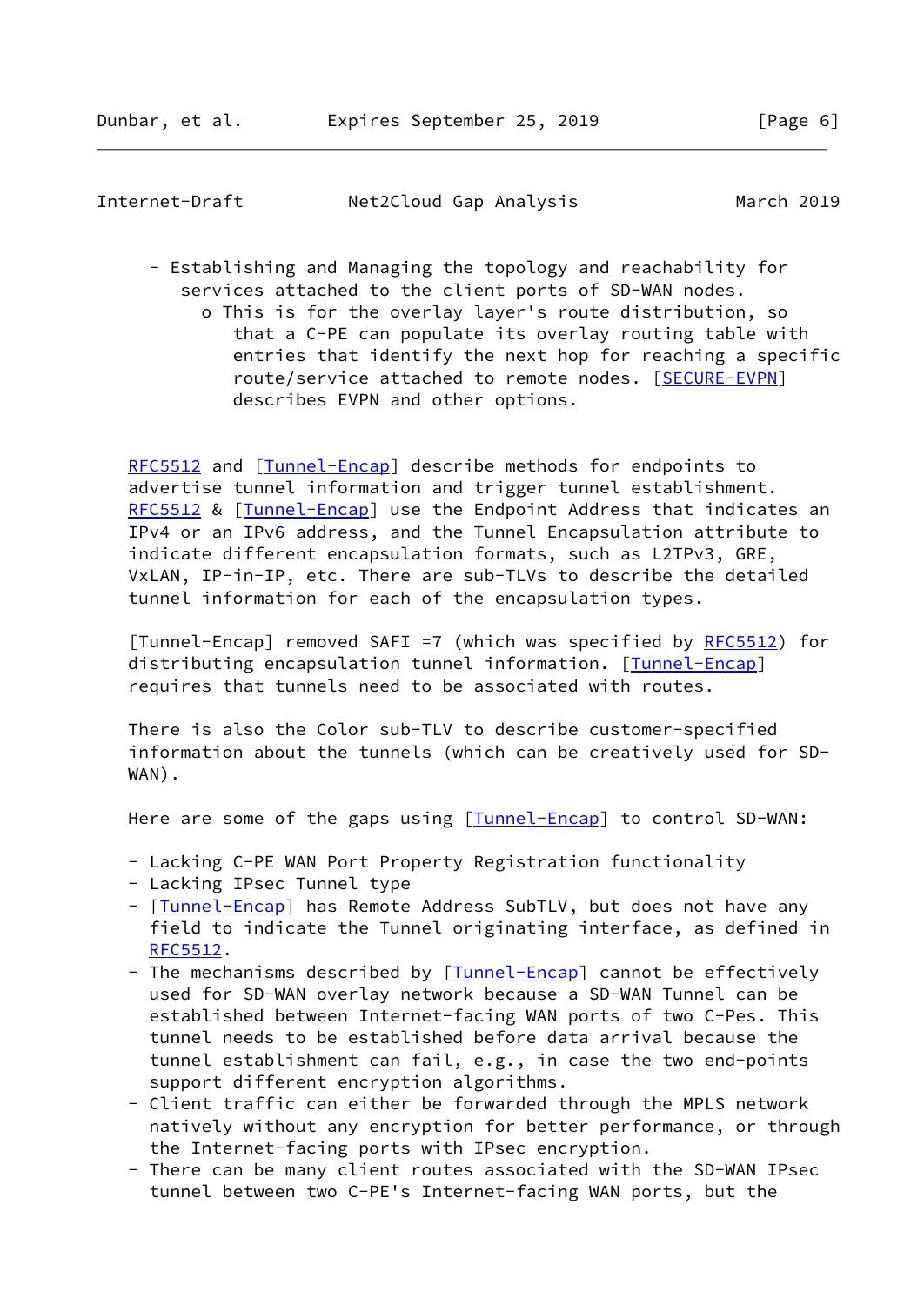- Establishing and Managing the topology and reachability for services attached to the client ports of SD-WAN nodes.
  - o This is for the overlay layer's route distribution, so that a C-PE can populate its overlay routing table with entries that identify the next hop for reaching a specific route/service attached to remote nodes. [SECURE-EVPN] describes EVPN and other options.

RFC5512 and [Tunnel-Encap] describe methods for endpoints to advertise tunnel information and trigger tunnel establishment. RFC5512 & [Tunnel-Encap] use the Endpoint Address that indicates an IPv4 or an IPv6 address, and the Tunnel Encapsulation attribute to indicate different encapsulation formats, such as L2TPv3, GRE, VxLAN, IP-in-IP, etc. There are sub-TLVs to describe the detailed tunnel information for each of the encapsulation types.

[Tunnel-Encap] removed SAFI =7 (which was specified by RFC5512) for distributing encapsulation tunnel information. [Tunnel-Encap] requires that tunnels need to be associated with routes.

There is also the Color sub-TLV to describe customer-specified information about the tunnels (which can be creatively used for SD-WAN).

Here are some of the gaps using [Tunnel-Encap] to control SD-WAN:

- Lacking C-PE WAN Port Property Registration functionality
- Lacking IPsec Tunnel type
- [Tunnel-Encap] has Remote Address SubTLV, but does not have any field to indicate the Tunnel originating interface, as defined in RFC5512.
- The mechanisms described by [Tunnel-Encap] cannot be effectively used for SD-WAN overlay network because a SD-WAN Tunnel can be established between Internet-facing WAN ports of two C-Pes. This tunnel needs to be established before data arrival because the tunnel establishment can fail, e.g., in case the two end-points support different encryption algorithms.
- Client traffic can either be forwarded through the MPLS network natively without any encryption for better performance, or through the Internet-facing ports with IPsec encryption.
- There can be many client routes associated with the SD-WAN IPsec tunnel between two C-PE's Internet-facing WAN ports, but the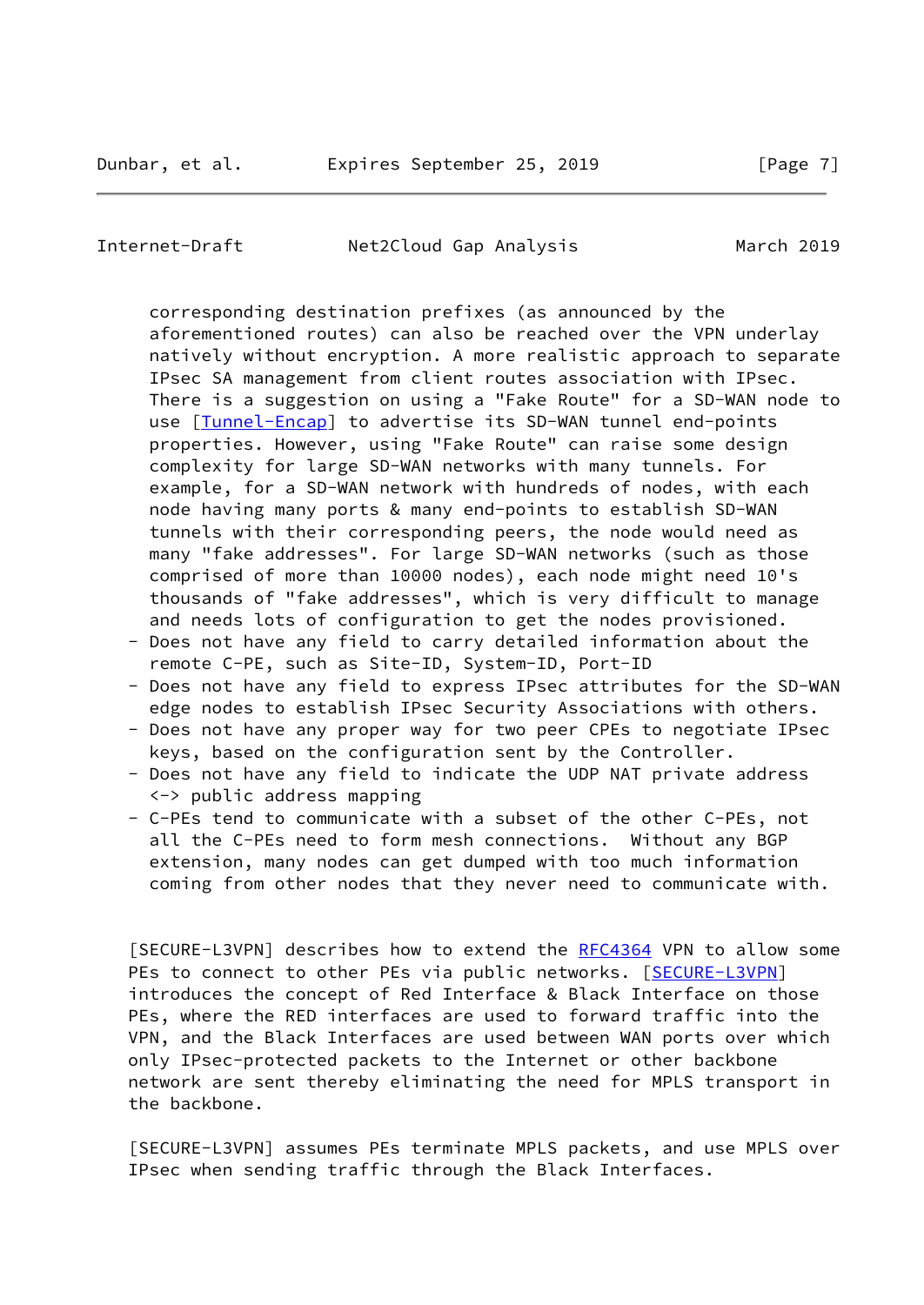corresponding destination prefixes (as announced by the aforementioned routes) can also be reached over the VPN underlay natively without encryption. A more realistic approach to separate IPsec SA management from client routes association with IPsec. There is a suggestion on using a "Fake Route" for a SD-WAN node to use [Tunnel-Encap] to advertise its SD-WAN tunnel end-points properties. However, using "Fake Route" can raise some design complexity for large SD-WAN networks with many tunnels. For example, for a SD-WAN network with hundreds of nodes, with each node having many ports & many end-points to establish SD-WAN tunnels with their corresponding peers, the node would need as many "fake addresses". For large SD-WAN networks (such as those comprised of more than 10000 nodes), each node might need 10's thousands of "fake addresses", which is very difficult to manage and needs lots of configuration to get the nodes provisioned.

- Does not have any field to carry detailed information about the remote C-PE, such as Site-ID, System-ID, Port-ID
- Does not have any field to express IPsec attributes for the SD-WAN edge nodes to establish IPsec Security Associations with others.
- Does not have any proper way for two peer CPEs to negotiate IPsec keys, based on the configuration sent by the Controller.
- Does not have any field to indicate the UDP NAT private address <-> public address mapping
- C-PEs tend to communicate with a subset of the other C-PEs, not all the C-PEs need to form mesh connections. Without any BGP extension, many nodes can get dumped with too much information coming from other nodes that they never need to communicate with.

[SECURE-L3VPN] describes how to extend the RFC4364 VPN to allow some PEs to connect to other PEs via public networks. [SECURE-L3VPN] introduces the concept of Red Interface & Black Interface on those PEs, where the RED interfaces are used to forward traffic into the VPN, and the Black Interfaces are used between WAN ports over which only IPsec-protected packets to the Internet or other backbone network are sent thereby eliminating the need for MPLS transport in the backbone.

[SECURE-L3VPN] assumes PEs terminate MPLS packets, and use MPLS over IPsec when sending traffic through the Black Interfaces.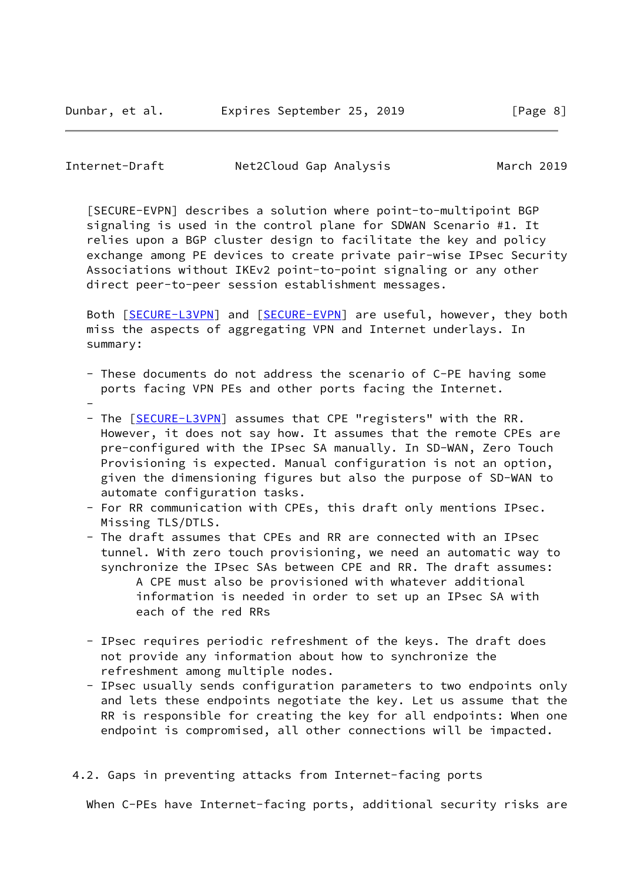[SECURE-EVPN] describes a solution where point-to-multipoint BGP signaling is used in the control plane for SDWAN Scenario #1. It relies upon a BGP cluster design to facilitate the key and policy exchange among PE devices to create private pair-wise IPsec Security Associations without IKEv2 point-to-point signaling or any other direct peer-to-peer session establishment messages.

Both [SECURE-L3VPN] and [SECURE-EVPN] are useful, however, they both miss the aspects of aggregating VPN and Internet underlays. In summary:

- These documents do not address the scenario of C-PE having some ports facing VPN PEs and other ports facing the Internet.
-
- The [SECURE-L3VPN] assumes that CPE "registers" with the RR. However, it does not say how. It assumes that the remote CPEs are pre-configured with the IPsec SA manually. In SD-WAN, Zero Touch Provisioning is expected. Manual configuration is not an option, given the dimensioning figures but also the purpose of SD-WAN to automate configuration tasks.
- For RR communication with CPEs, this draft only mentions IPsec. Missing TLS/DTLS.
- The draft assumes that CPEs and RR are connected with an IPsec tunnel. With zero touch provisioning, we need an automatic way to synchronize the IPsec SAs between CPE and RR. The draft assumes:

  > A CPE must also be provisioned with whatever additional information is needed in order to set up an IPsec SA with each of the red RRs

- IPsec requires periodic refreshment of the keys. The draft does not provide any information about how to synchronize the refreshment among multiple nodes.
- IPsec usually sends configuration parameters to two endpoints only and lets these endpoints negotiate the key. Let us assume that the RR is responsible for creating the key for all endpoints: When one endpoint is compromised, all other connections will be impacted.

## 4.2. Gaps in preventing attacks from Internet-facing ports

When C-PEs have Internet-facing ports, additional security risks are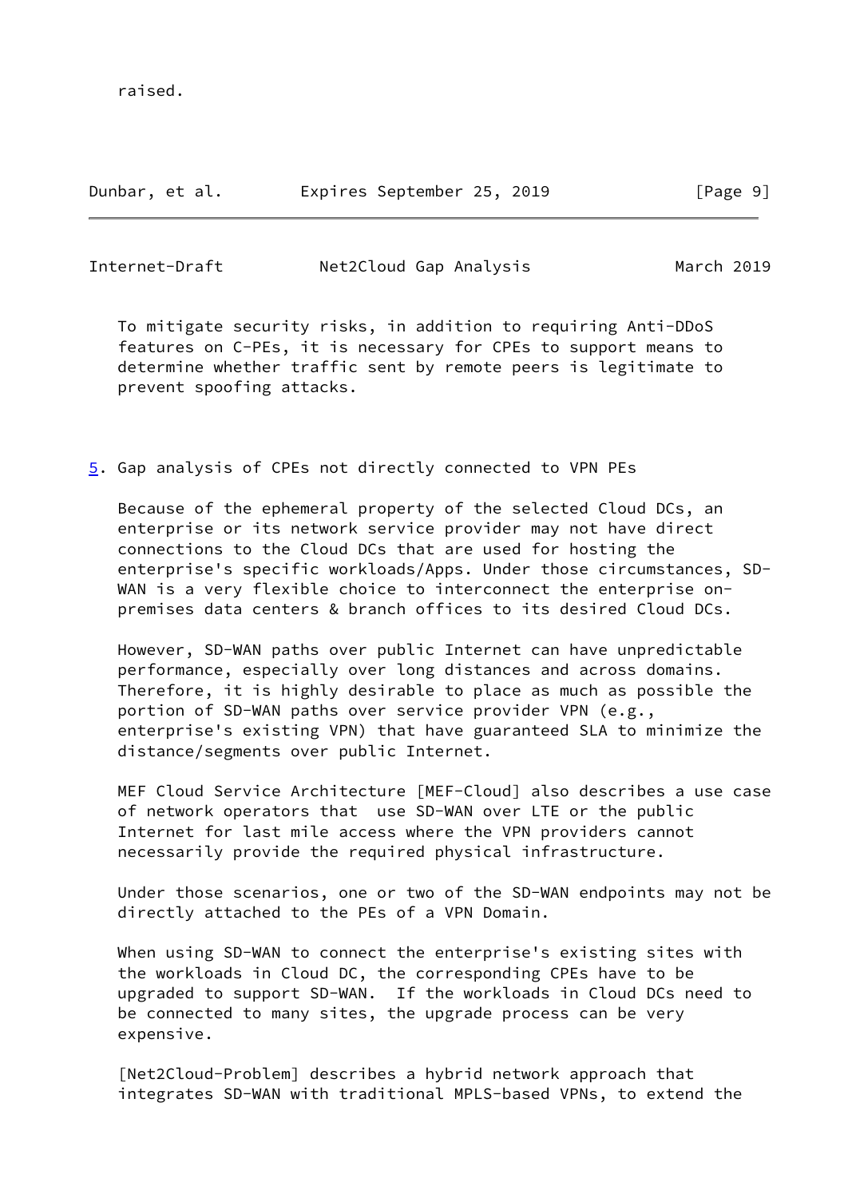raised.

To mitigate security risks, in addition to requiring Anti-DDoS features on C-PEs, it is necessary for CPEs to support means to determine whether traffic sent by remote peers is legitimate to prevent spoofing attacks.

## 5. Gap analysis of CPEs not directly connected to VPN PEs

Because of the ephemeral property of the selected Cloud DCs, an enterprise or its network service provider may not have direct connections to the Cloud DCs that are used for hosting the enterprise's specific workloads/Apps. Under those circumstances, SD-WAN is a very flexible choice to interconnect the enterprise on-premises data centers & branch offices to its desired Cloud DCs.

However, SD-WAN paths over public Internet can have unpredictable performance, especially over long distances and across domains. Therefore, it is highly desirable to place as much as possible the portion of SD-WAN paths over service provider VPN (e.g., enterprise's existing VPN) that have guaranteed SLA to minimize the distance/segments over public Internet.

MEF Cloud Service Architecture [MEF-Cloud] also describes a use case of network operators that use SD-WAN over LTE or the public Internet for last mile access where the VPN providers cannot necessarily provide the required physical infrastructure.

Under those scenarios, one or two of the SD-WAN endpoints may not be directly attached to the PEs of a VPN Domain.

When using SD-WAN to connect the enterprise's existing sites with the workloads in Cloud DC, the corresponding CPEs have to be upgraded to support SD-WAN. If the workloads in Cloud DCs need to be connected to many sites, the upgrade process can be very expensive.

[Net2Cloud-Problem] describes a hybrid network approach that integrates SD-WAN with traditional MPLS-based VPNs, to extend the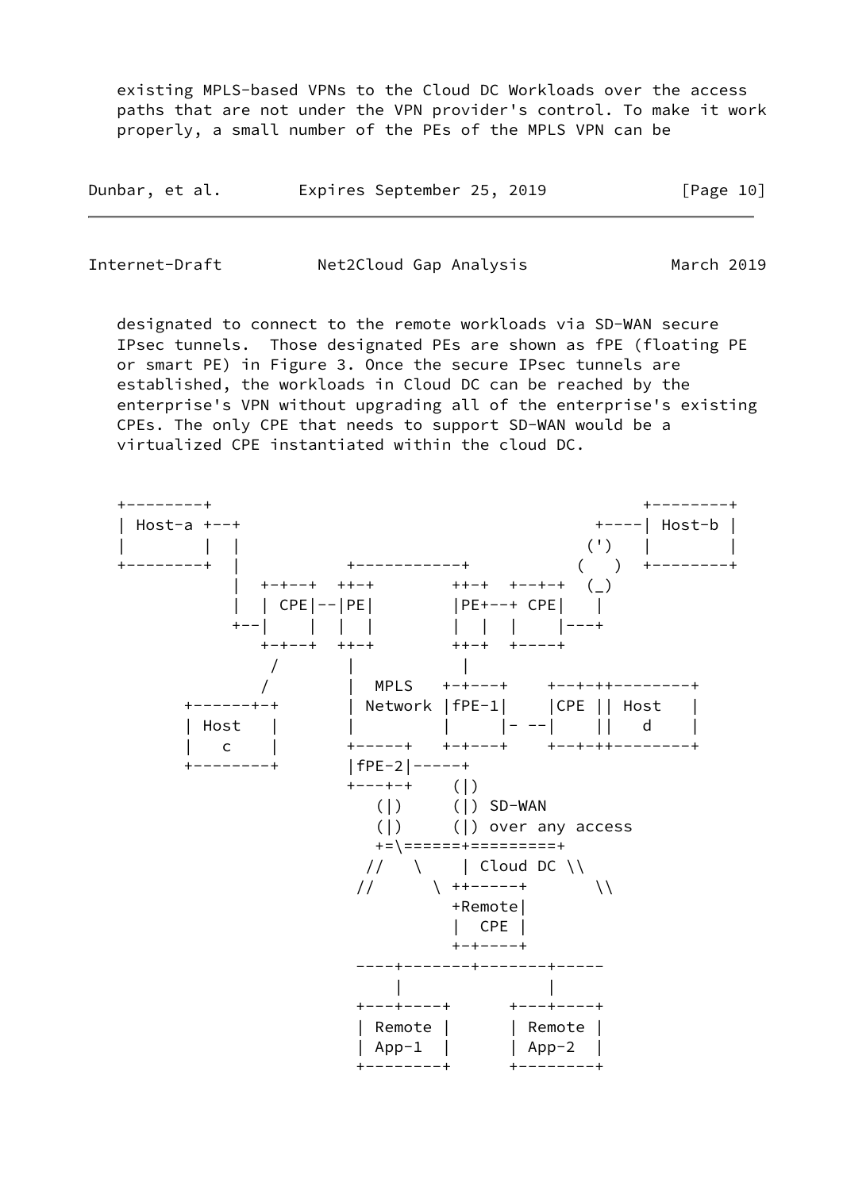existing MPLS-based VPNs to the Cloud DC Workloads over the access paths that are not under the VPN provider's control. To make it work properly, a small number of the PEs of the MPLS VPN can be designated to connect to the remote workloads via SD-WAN secure IPsec tunnels. Those designated PEs are shown as fPE (floating PE or smart PE) in Figure 3. Once the secure IPsec tunnels are established, the workloads in Cloud DC can be reached by the enterprise's VPN without upgrading all of the enterprise's existing CPEs. The only CPE that needs to support SD-WAN would be a virtualized CPE instantiated within the cloud DC.

```
+--------+                                                +--------+
| Host-a +--+                                        +----| Host-b |
|        |  |                                       (')   |        |
+--------+  |           +-----------+              (   )  +--------+
            |  +-+--+  ++-+        ++-+  +--+-+  (_)
            |  | CPE|--|PE|        |PE+--+ CPE|   |
            +--|    |  |  |        |  |  |    |---+
               +-+--+  ++-+        ++-+  +----+
                /       |           |
               /        |  MPLS   +-+---+    +--+-++--------+
     +------+-+         | Network |fPE-1|    |CPE || Host   |
     | Host   |         |         |     |- --|    ||   d    |
     |   c    |         +-----+   +-+---+    +--+-++--------+
     +--------+         |fPE-2|-----+
                        +---+-+    (|)
                           (|)     (|) SD-WAN
                           (|)     (|) over any access
                           +=\======+=========+
                          //   \     | Cloud DC \\
                         //      \ ++-----+       \\
                                   +Remote|
                                   |  CPE |
                                   +-+----+
                          ----+-------+-------+-----
                              |               |
                         +---+----+      +---+----+
                         | Remote |      | Remote |
                         | App-1  |      | App-2  |
                         +--------+      +--------+
```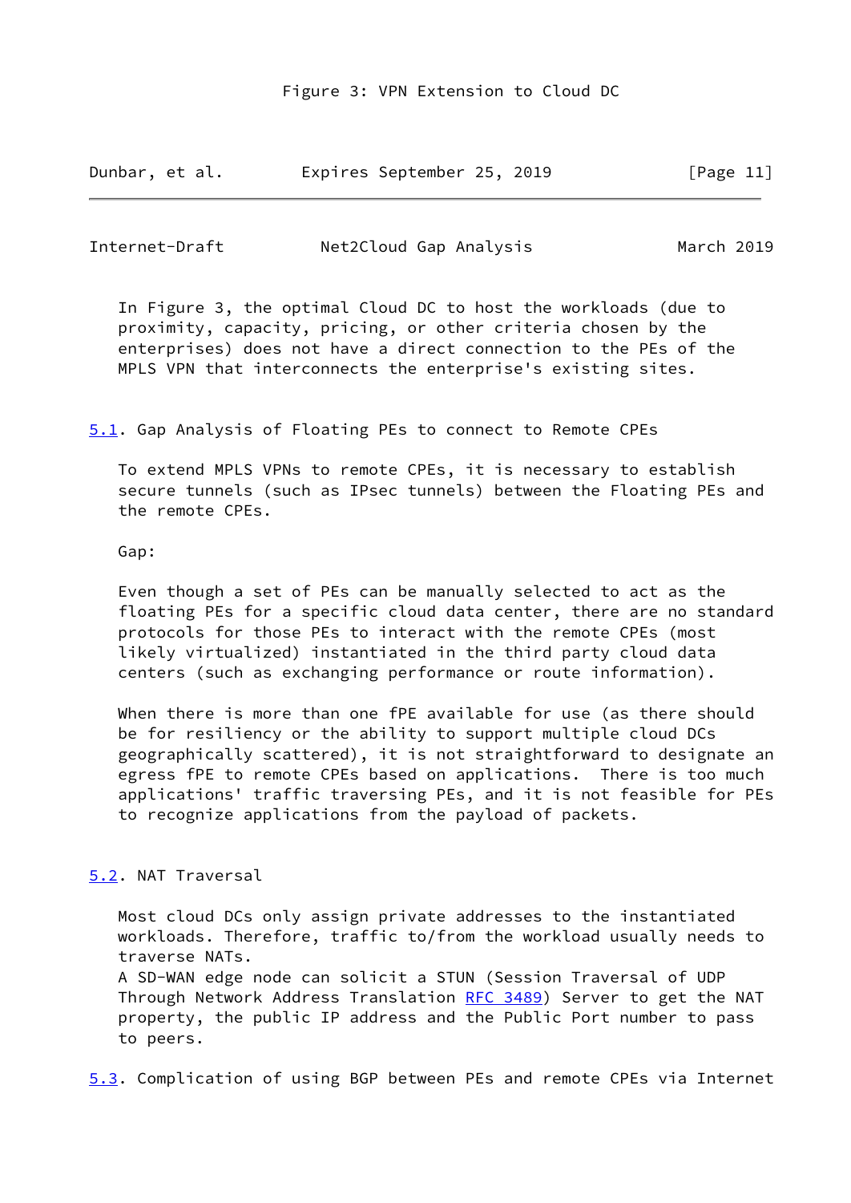Figure 3: VPN Extension to Cloud DC

In Figure 3, the optimal Cloud DC to host the workloads (due to proximity, capacity, pricing, or other criteria chosen by the enterprises) does not have a direct connection to the PEs of the MPLS VPN that interconnects the enterprise's existing sites.

### 5.1. Gap Analysis of Floating PEs to connect to Remote CPEs

To extend MPLS VPNs to remote CPEs, it is necessary to establish secure tunnels (such as IPsec tunnels) between the Floating PEs and the remote CPEs.

Gap:

Even though a set of PEs can be manually selected to act as the floating PEs for a specific cloud data center, there are no standard protocols for those PEs to interact with the remote CPEs (most likely virtualized) instantiated in the third party cloud data centers (such as exchanging performance or route information).

When there is more than one fPE available for use (as there should be for resiliency or the ability to support multiple cloud DCs geographically scattered), it is not straightforward to designate an egress fPE to remote CPEs based on applications. There is too much applications' traffic traversing PEs, and it is not feasible for PEs to recognize applications from the payload of packets.

### 5.2. NAT Traversal

Most cloud DCs only assign private addresses to the instantiated workloads. Therefore, traffic to/from the workload usually needs to traverse NATs.
A SD-WAN edge node can solicit a STUN (Session Traversal of UDP Through Network Address Translation RFC 3489) Server to get the NAT property, the public IP address and the Public Port number to pass to peers.

### 5.3. Complication of using BGP between PEs and remote CPEs via Internet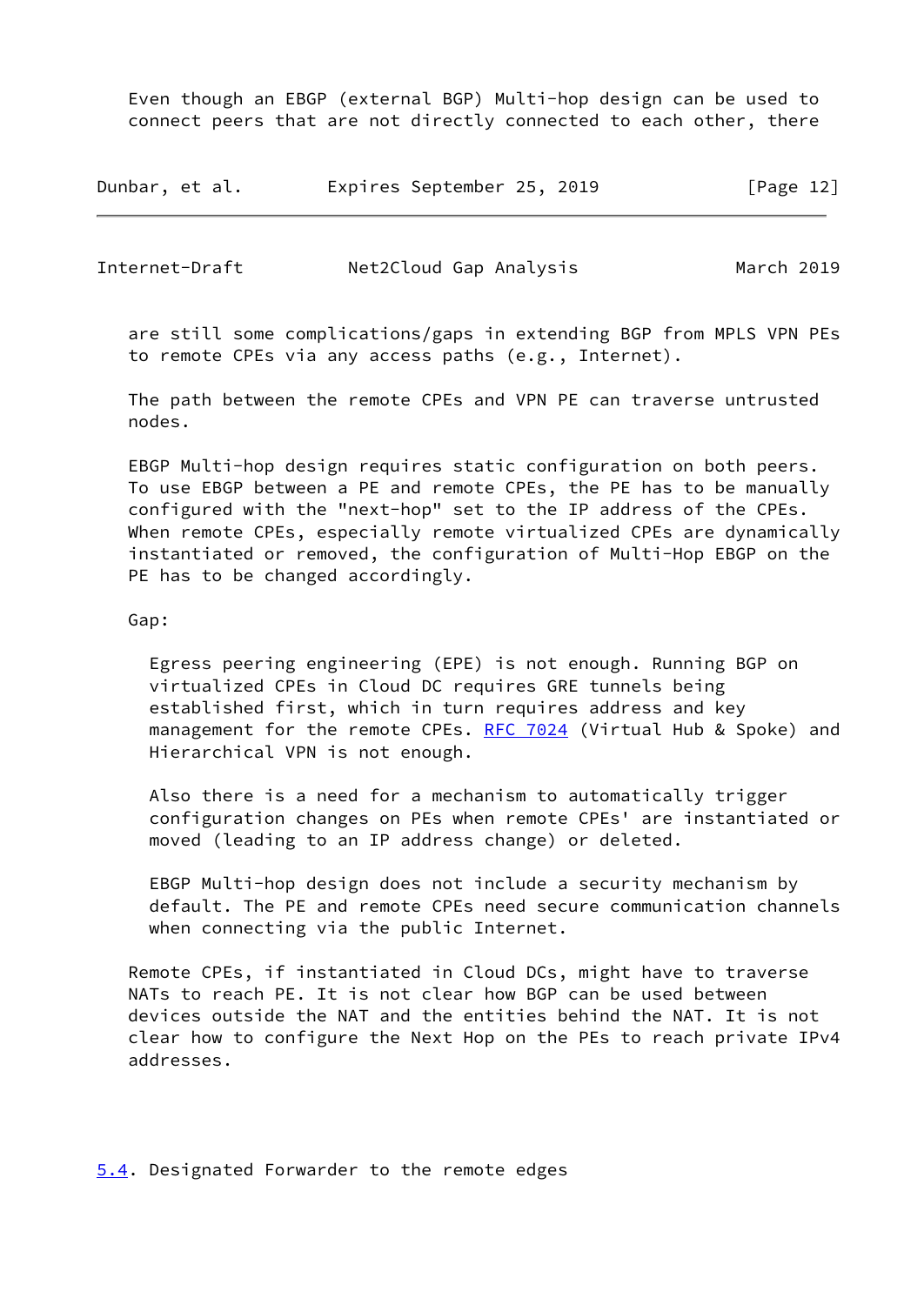Even though an EBGP (external BGP) Multi-hop design can be used to connect peers that are not directly connected to each other, there are still some complications/gaps in extending BGP from MPLS VPN PEs to remote CPEs via any access paths (e.g., Internet).

The path between the remote CPEs and VPN PE can traverse untrusted nodes.

EBGP Multi-hop design requires static configuration on both peers. To use EBGP between a PE and remote CPEs, the PE has to be manually configured with the "next-hop" set to the IP address of the CPEs. When remote CPEs, especially remote virtualized CPEs are dynamically instantiated or removed, the configuration of Multi-Hop EBGP on the PE has to be changed accordingly.

Gap:

> Egress peering engineering (EPE) is not enough. Running BGP on virtualized CPEs in Cloud DC requires GRE tunnels being established first, which in turn requires address and key management for the remote CPEs. RFC 7024 (Virtual Hub & Spoke) and Hierarchical VPN is not enough.
>
> Also there is a need for a mechanism to automatically trigger configuration changes on PEs when remote CPEs' are instantiated or moved (leading to an IP address change) or deleted.
>
> EBGP Multi-hop design does not include a security mechanism by default. The PE and remote CPEs need secure communication channels when connecting via the public Internet.

Remote CPEs, if instantiated in Cloud DCs, might have to traverse NATs to reach PE. It is not clear how BGP can be used between devices outside the NAT and the entities behind the NAT. It is not clear how to configure the Next Hop on the PEs to reach private IPv4 addresses.

### 5.4. Designated Forwarder to the remote edges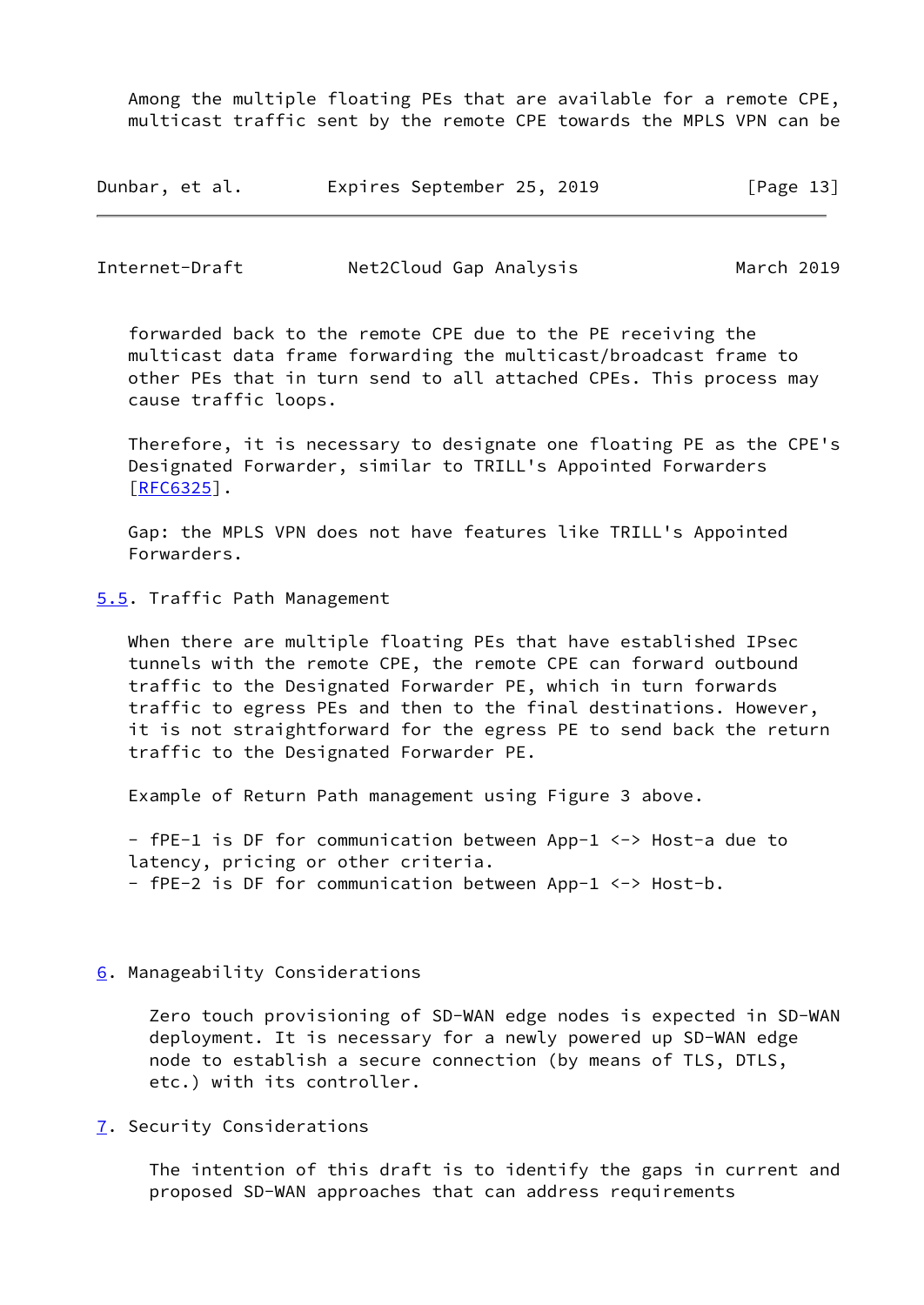Among the multiple floating PEs that are available for a remote CPE, multicast traffic sent by the remote CPE towards the MPLS VPN can be forwarded back to the remote CPE due to the PE receiving the multicast data frame forwarding the multicast/broadcast frame to other PEs that in turn send to all attached CPEs. This process may cause traffic loops.

Therefore, it is necessary to designate one floating PE as the CPE's Designated Forwarder, similar to TRILL's Appointed Forwarders [RFC6325].

Gap: the MPLS VPN does not have features like TRILL's Appointed Forwarders.

### 5.5. Traffic Path Management

When there are multiple floating PEs that have established IPsec tunnels with the remote CPE, the remote CPE can forward outbound traffic to the Designated Forwarder PE, which in turn forwards traffic to egress PEs and then to the final destinations. However, it is not straightforward for the egress PE to send back the return traffic to the Designated Forwarder PE.

Example of Return Path management using Figure 3 above.

- fPE-1 is DF for communication between App-1 <-> Host-a due to latency, pricing or other criteria.
- fPE-2 is DF for communication between App-1 <-> Host-b.

## 6. Manageability Considerations

Zero touch provisioning of SD-WAN edge nodes is expected in SD-WAN deployment. It is necessary for a newly powered up SD-WAN edge node to establish a secure connection (by means of TLS, DTLS, etc.) with its controller.

## 7. Security Considerations

The intention of this draft is to identify the gaps in current and proposed SD-WAN approaches that can address requirements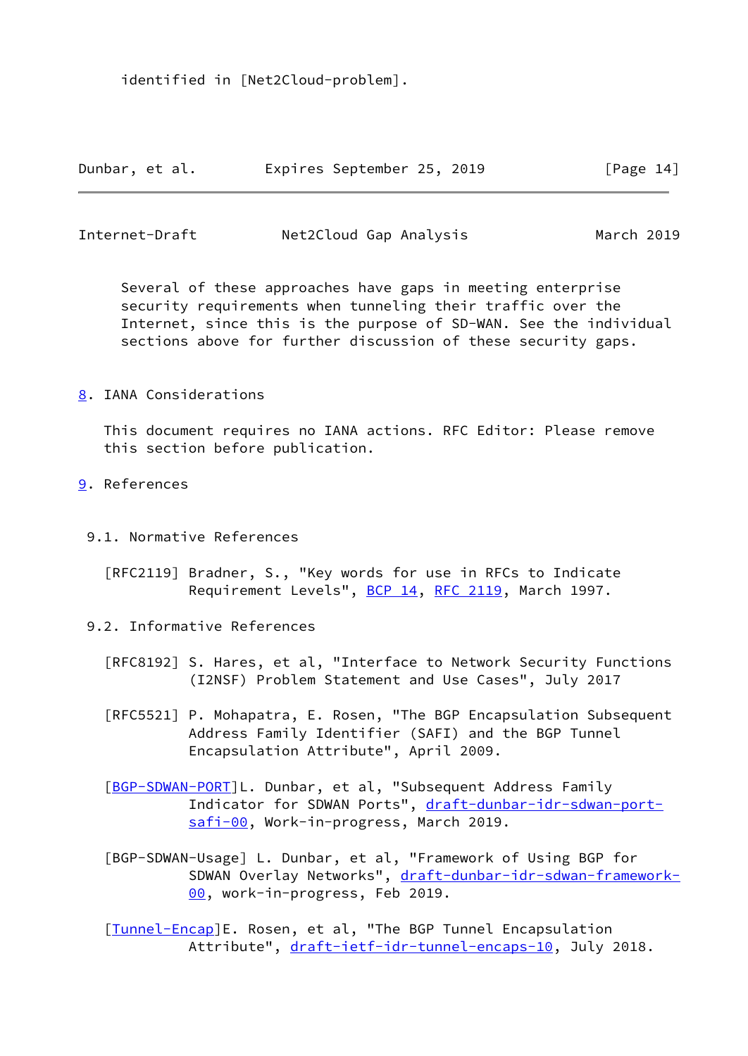identified in [Net2Cloud-problem].

Several of these approaches have gaps in meeting enterprise security requirements when tunneling their traffic over the Internet, since this is the purpose of SD-WAN. See the individual sections above for further discussion of these security gaps.

## 8. IANA Considerations

This document requires no IANA actions. RFC Editor: Please remove this section before publication.

## 9. References

### 9.1. Normative References

[RFC2119] Bradner, S., "Key words for use in RFCs to Indicate Requirement Levels", BCP 14, RFC 2119, March 1997.

### 9.2. Informative References

[RFC8192] S. Hares, et al, "Interface to Network Security Functions (I2NSF) Problem Statement and Use Cases", July 2017

[RFC5521] P. Mohapatra, E. Rosen, "The BGP Encapsulation Subsequent Address Family Identifier (SAFI) and the BGP Tunnel Encapsulation Attribute", April 2009.

[BGP-SDWAN-PORT] L. Dunbar, et al, "Subsequent Address Family Indicator for SDWAN Ports", draft-dunbar-idr-sdwan-port-safi-00, Work-in-progress, March 2019.

[BGP-SDWAN-Usage] L. Dunbar, et al, "Framework of Using BGP for SDWAN Overlay Networks", draft-dunbar-idr-sdwan-framework-00, work-in-progress, Feb 2019.

[Tunnel-Encap] E. Rosen, et al, "The BGP Tunnel Encapsulation Attribute", draft-ietf-idr-tunnel-encaps-10, July 2018.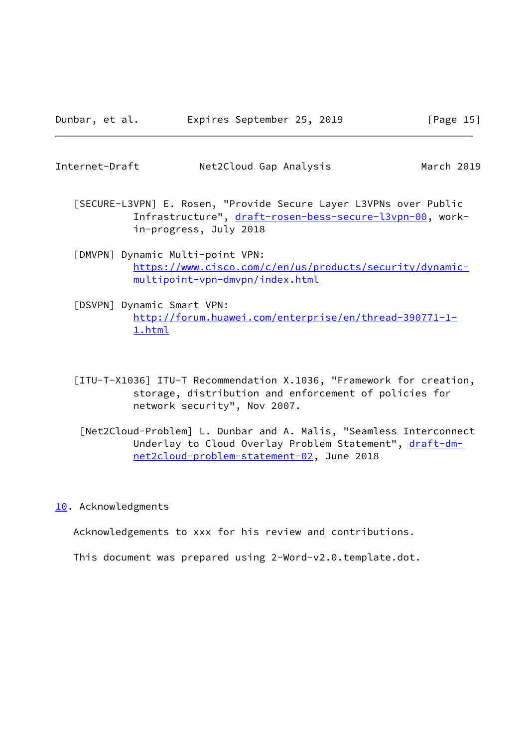[SECURE-L3VPN] E. Rosen, "Provide Secure Layer L3VPNs over Public Infrastructure", draft-rosen-bess-secure-l3vpn-00, work-in-progress, July 2018

[DMVPN] Dynamic Multi-point VPN: https://www.cisco.com/c/en/us/products/security/dynamic-multipoint-vpn-dmvpn/index.html

[DSVPN] Dynamic Smart VPN: http://forum.huawei.com/enterprise/en/thread-390771-1-1.html

[ITU-T-X1036] ITU-T Recommendation X.1036, "Framework for creation, storage, distribution and enforcement of policies for network security", Nov 2007.

[Net2Cloud-Problem] L. Dunbar and A. Malis, "Seamless Interconnect Underlay to Cloud Overlay Problem Statement", draft-dm-net2cloud-problem-statement-02, June 2018

## 10. Acknowledgments

Acknowledgements to xxx for his review and contributions.

This document was prepared using 2-Word-v2.0.template.dot.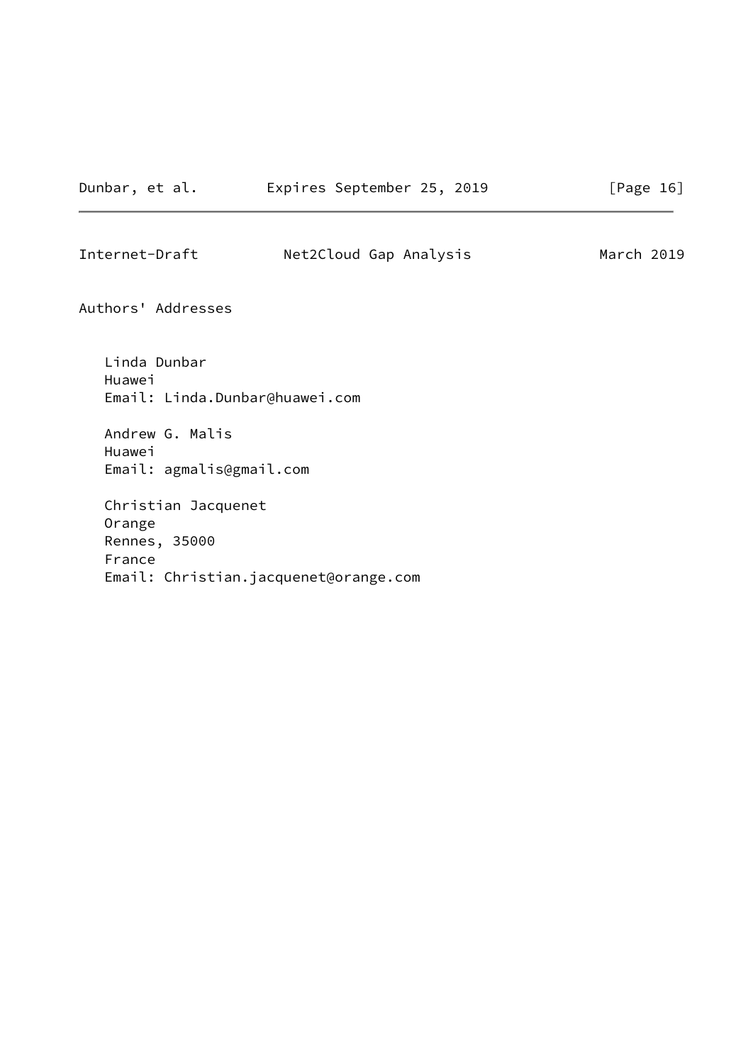## Authors' Addresses

Linda Dunbar
Huawei
Email: Linda.Dunbar@huawei.com

Andrew G. Malis
Huawei
Email: agmalis@gmail.com

Christian Jacquenet
Orange
Rennes, 35000
France
Email: Christian.jacquenet@orange.com